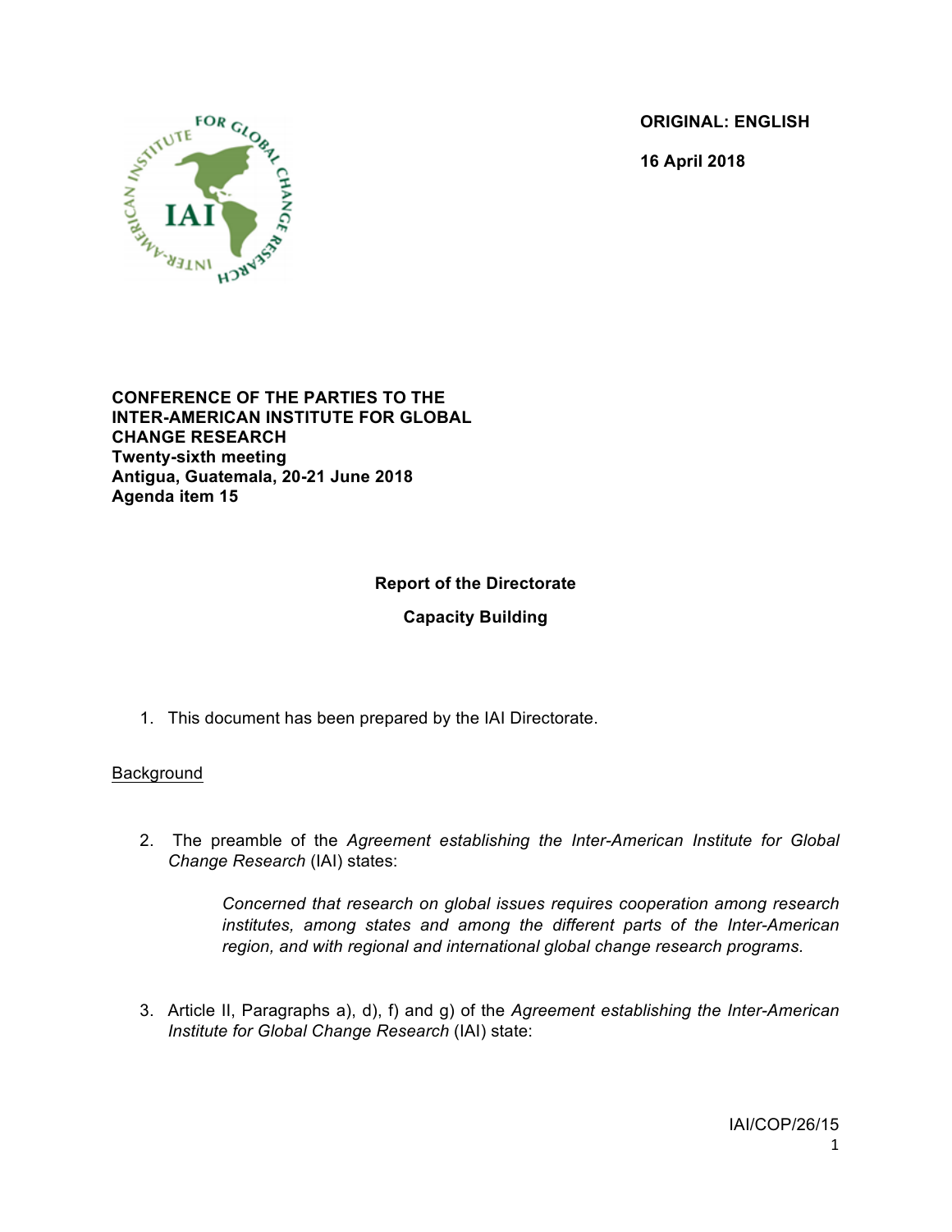**ORIGINAL: ENGLISH**

**16 April 2018**

**CONFERENCE OF THE PARTIES TO THE INTER-AMERICAN INSTITUTE FOR GLOBAL CHANGE RESEARCH**
**Twenty-sixth meeting**
**Antigua, Guatemala, 20-21 June 2018**
**Agenda item 15**

**Report of the Directorate**

**Capacity Building**

1. This document has been prepared by the IAI Directorate.

<u>Background</u>

2. The preamble of the *Agreement establishing the Inter-American Institute for Global Change Research* (IAI) states:

   > *Concerned that research on global issues requires cooperation among research institutes, among states and among the different parts of the Inter-American region, and with regional and international global change research programs.*

3. Article II, Paragraphs a), d), f) and g) of the *Agreement establishing the Inter-American Institute for Global Change Research* (IAI) state: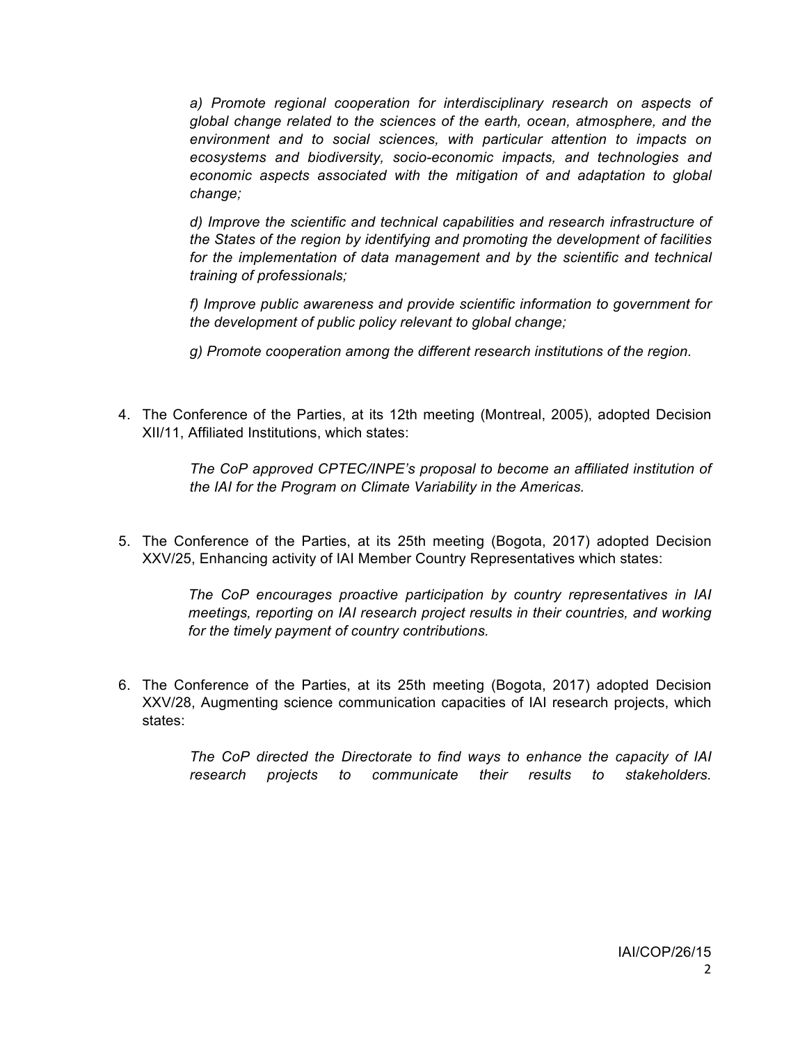*a) Promote regional cooperation for interdisciplinary research on aspects of global change related to the sciences of the earth, ocean, atmosphere, and the environment and to social sciences, with particular attention to impacts on ecosystems and biodiversity, socio-economic impacts, and technologies and economic aspects associated with the mitigation of and adaptation to global change;*

*d) Improve the scientific and technical capabilities and research infrastructure of the States of the region by identifying and promoting the development of facilities for the implementation of data management and by the scientific and technical training of professionals;*

*f) Improve public awareness and provide scientific information to government for the development of public policy relevant to global change;*

*g) Promote cooperation among the different research institutions of the region.*

4. The Conference of the Parties, at its 12th meeting (Montreal, 2005), adopted Decision XII/11, Affiliated Institutions, which states:

    *The CoP approved CPTEC/INPE's proposal to become an affiliated institution of the IAI for the Program on Climate Variability in the Americas.*

5. The Conference of the Parties, at its 25th meeting (Bogota, 2017) adopted Decision XXV/25, Enhancing activity of IAI Member Country Representatives which states:

    *The CoP encourages proactive participation by country representatives in IAI meetings, reporting on IAI research project results in their countries, and working for the timely payment of country contributions.*

6. The Conference of the Parties, at its 25th meeting (Bogota, 2017) adopted Decision XXV/28, Augmenting science communication capacities of IAI research projects, which states:

    *The CoP directed the Directorate to find ways to enhance the capacity of IAI research projects to communicate their results to stakeholders.*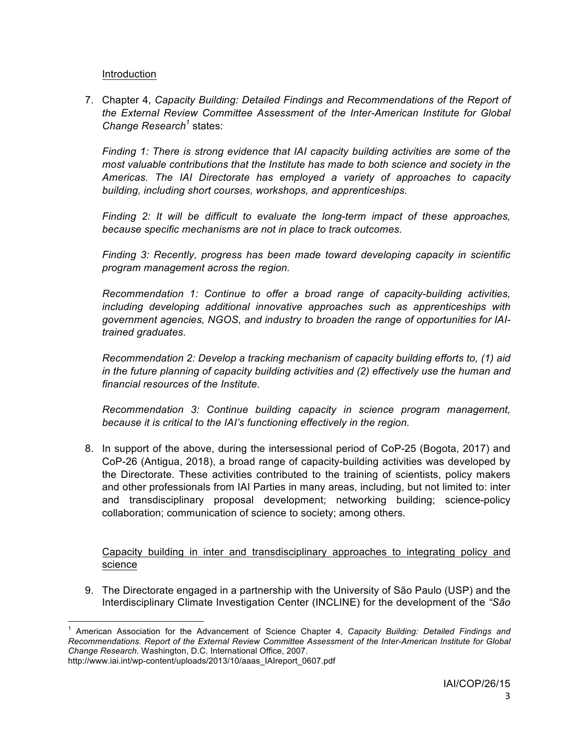Introduction

7. Chapter 4, *Capacity Building: Detailed Findings and Recommendations of the Report of the External Review Committee Assessment of the Inter-American Institute for Global Change Research*[1] states:

   *Finding 1: There is strong evidence that IAI capacity building activities are some of the most valuable contributions that the Institute has made to both science and society in the Americas. The IAI Directorate has employed a variety of approaches to capacity building, including short courses, workshops, and apprenticeships.*

   *Finding 2: It will be difficult to evaluate the long-term impact of these approaches, because specific mechanisms are not in place to track outcomes.*

   *Finding 3: Recently, progress has been made toward developing capacity in scientific program management across the region.*

   *Recommendation 1: Continue to offer a broad range of capacity-building activities, including developing additional innovative approaches such as apprenticeships with government agencies, NGOS, and industry to broaden the range of opportunities for IAI-trained graduates.*

   *Recommendation 2: Develop a tracking mechanism of capacity building efforts to, (1) aid in the future planning of capacity building activities and (2) effectively use the human and financial resources of the Institute.*

   *Recommendation 3: Continue building capacity in science program management, because it is critical to the IAI's functioning effectively in the region.*

8. In support of the above, during the intersessional period of CoP-25 (Bogota, 2017) and CoP-26 (Antigua, 2018), a broad range of capacity-building activities was developed by the Directorate. These activities contributed to the training of scientists, policy makers and other professionals from IAI Parties in many areas, including, but not limited to: inter and transdisciplinary proposal development; networking building; science-policy collaboration; communication of science to society; among others.

Capacity building in inter and transdisciplinary approaches to integrating policy and science

9. The Directorate engaged in a partnership with the University of São Paulo (USP) and the Interdisciplinary Climate Investigation Center (INCLINE) for the development of the *"São*

---

[1] American Association for the Advancement of Science Chapter 4, *Capacity Building: Detailed Findings and Recommendations. Report of the External Review Committee Assessment of the Inter-American Institute for Global Change Research*. Washington, D.C. International Office, 2007.
http://www.iai.int/wp-content/uploads/2013/10/aaas_IAIreport_0607.pdf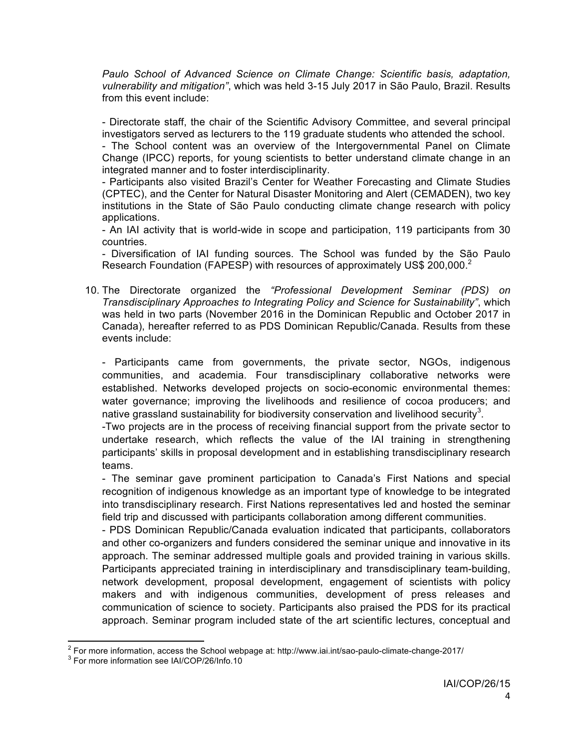*Paulo School of Advanced Science on Climate Change: Scientific basis, adaptation, vulnerability and mitigation"*, which was held 3-15 July 2017 in São Paulo, Brazil. Results from this event include:

- Directorate staff, the chair of the Scientific Advisory Committee, and several principal investigators served as lecturers to the 119 graduate students who attended the school.
- The School content was an overview of the Intergovernmental Panel on Climate Change (IPCC) reports, for young scientists to better understand climate change in an integrated manner and to foster interdisciplinarity.
- Participants also visited Brazil's Center for Weather Forecasting and Climate Studies (CPTEC), and the Center for Natural Disaster Monitoring and Alert (CEMADEN), two key institutions in the State of São Paulo conducting climate change research with policy applications.
- An IAI activity that is world-wide in scope and participation, 119 participants from 30 countries.
- Diversification of IAI funding sources. The School was funded by the São Paulo Research Foundation (FAPESP) with resources of approximately US$ 200,000.[2]

10. The Directorate organized the *"Professional Development Seminar (PDS) on Transdisciplinary Approaches to Integrating Policy and Science for Sustainability"*, which was held in two parts (November 2016 in the Dominican Republic and October 2017 in Canada), hereafter referred to as PDS Dominican Republic/Canada. Results from these events include:

    - Participants came from governments, the private sector, NGOs, indigenous communities, and academia. Four transdisciplinary collaborative networks were established. Networks developed projects on socio-economic environmental themes: water governance; improving the livelihoods and resilience of cocoa producers; and native grassland sustainability for biodiversity conservation and livelihood security[3].
    - Two projects are in the process of receiving financial support from the private sector to undertake research, which reflects the value of the IAI training in strengthening participants' skills in proposal development and in establishing transdisciplinary research teams.
    - The seminar gave prominent participation to Canada's First Nations and special recognition of indigenous knowledge as an important type of knowledge to be integrated into transdisciplinary research. First Nations representatives led and hosted the seminar field trip and discussed with participants collaboration among different communities.
    - PDS Dominican Republic/Canada evaluation indicated that participants, collaborators and other co-organizers and funders considered the seminar unique and innovative in its approach. The seminar addressed multiple goals and provided training in various skills. Participants appreciated training in interdisciplinary and transdisciplinary team-building, network development, proposal development, engagement of scientists with policy makers and with indigenous communities, development of press releases and communication of science to society. Participants also praised the PDS for its practical approach. Seminar program included state of the art scientific lectures, conceptual and

---

[2] For more information, access the School webpage at: http://www.iai.int/sao-paulo-climate-change-2017/

[3] For more information see IAI/COP/26/Info.10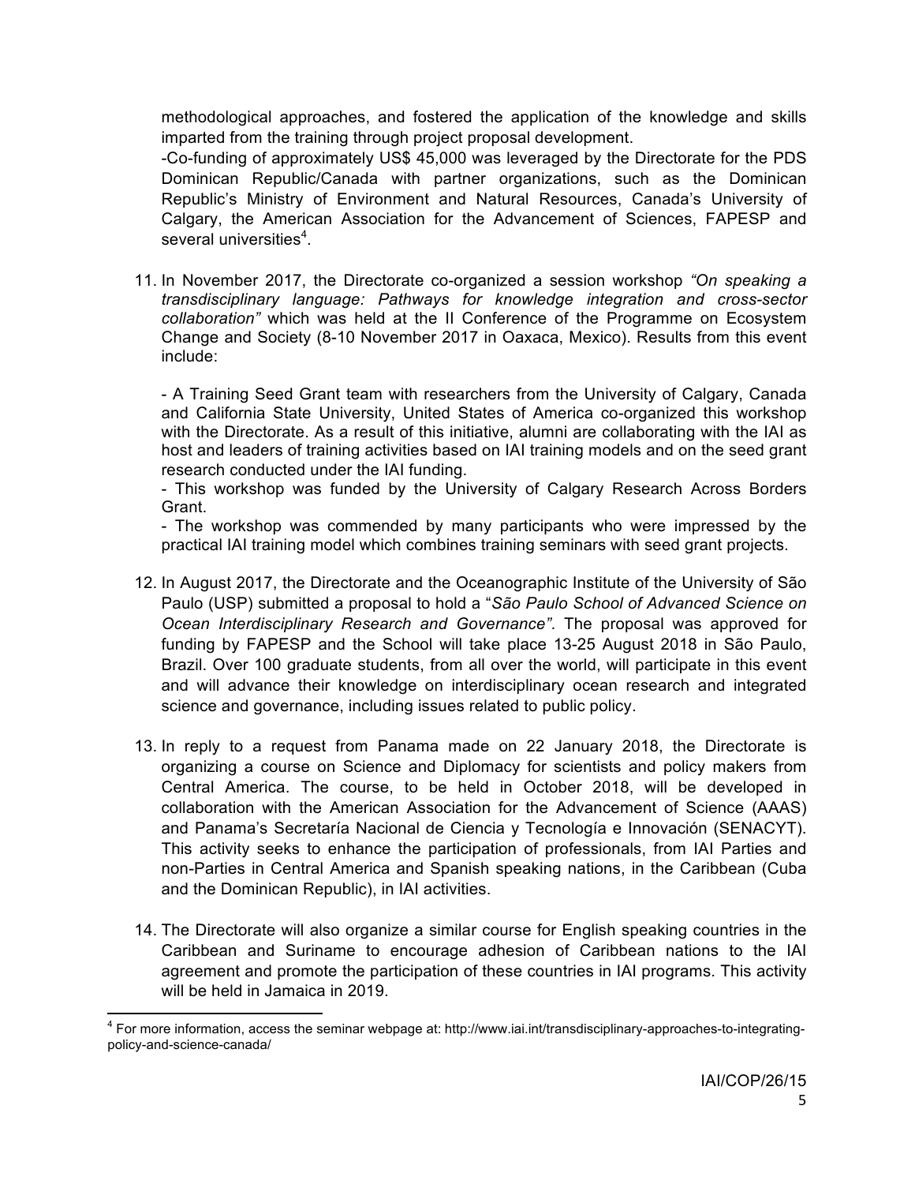methodological approaches, and fostered the application of the knowledge and skills imparted from the training through project proposal development.

-Co-funding of approximately US$ 45,000 was leveraged by the Directorate for the PDS Dominican Republic/Canada with partner organizations, such as the Dominican Republic's Ministry of Environment and Natural Resources, Canada's University of Calgary, the American Association for the Advancement of Sciences, FAPESP and several universities[4].

11. In November 2017, the Directorate co-organized a session workshop *"On speaking a transdisciplinary language: Pathways for knowledge integration and cross-sector collaboration"* which was held at the II Conference of the Programme on Ecosystem Change and Society (8-10 November 2017 in Oaxaca, Mexico). Results from this event include:

    - A Training Seed Grant team with researchers from the University of Calgary, Canada and California State University, United States of America co-organized this workshop with the Directorate. As a result of this initiative, alumni are collaborating with the IAI as host and leaders of training activities based on IAI training models and on the seed grant research conducted under the IAI funding.
    - This workshop was funded by the University of Calgary Research Across Borders Grant.
    - The workshop was commended by many participants who were impressed by the practical IAI training model which combines training seminars with seed grant projects.

12. In August 2017, the Directorate and the Oceanographic Institute of the University of São Paulo (USP) submitted a proposal to hold a "*São Paulo School of Advanced Science on Ocean Interdisciplinary Research and Governance"*. The proposal was approved for funding by FAPESP and the School will take place 13-25 August 2018 in São Paulo, Brazil. Over 100 graduate students, from all over the world, will participate in this event and will advance their knowledge on interdisciplinary ocean research and integrated science and governance, including issues related to public policy.

13. In reply to a request from Panama made on 22 January 2018, the Directorate is organizing a course on Science and Diplomacy for scientists and policy makers from Central America. The course, to be held in October 2018, will be developed in collaboration with the American Association for the Advancement of Science (AAAS) and Panama's Secretaría Nacional de Ciencia y Tecnología e Innovación (SENACYT). This activity seeks to enhance the participation of professionals, from IAI Parties and non-Parties in Central America and Spanish speaking nations, in the Caribbean (Cuba and the Dominican Republic), in IAI activities.

14. The Directorate will also organize a similar course for English speaking countries in the Caribbean and Suriname to encourage adhesion of Caribbean nations to the IAI agreement and promote the participation of these countries in IAI programs. This activity will be held in Jamaica in 2019.

---

[4] For more information, access the seminar webpage at: http://www.iai.int/transdisciplinary-approaches-to-integrating-policy-and-science-canada/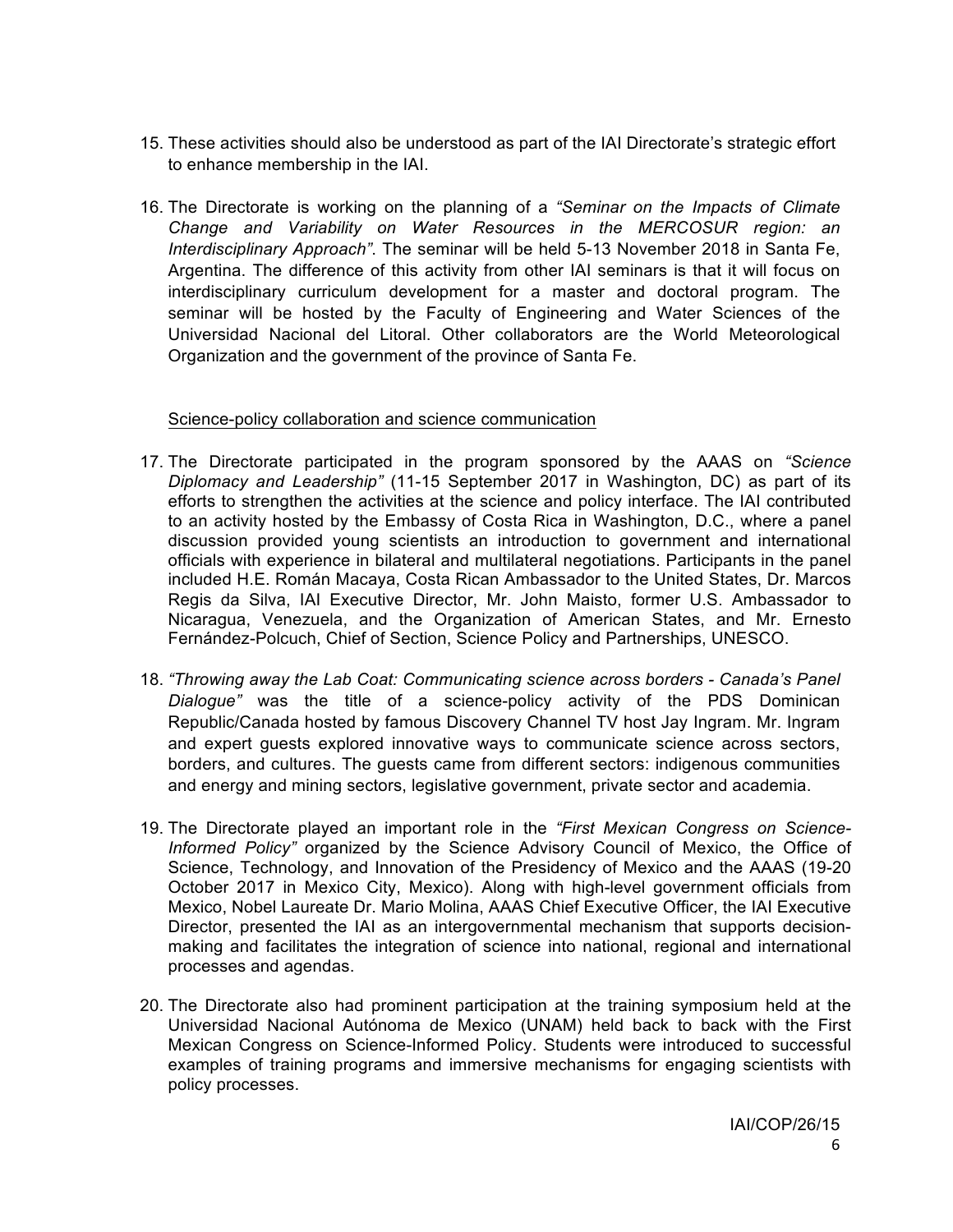15. These activities should also be understood as part of the IAI Directorate's strategic effort to enhance membership in the IAI.

16. The Directorate is working on the planning of a *"Seminar on the Impacts of Climate Change and Variability on Water Resources in the MERCOSUR region: an Interdisciplinary Approach"*. The seminar will be held 5-13 November 2018 in Santa Fe, Argentina. The difference of this activity from other IAI seminars is that it will focus on interdisciplinary curriculum development for a master and doctoral program. The seminar will be hosted by the Faculty of Engineering and Water Sciences of the Universidad Nacional del Litoral. Other collaborators are the World Meteorological Organization and the government of the province of Santa Fe.

Science-policy collaboration and science communication

17. The Directorate participated in the program sponsored by the AAAS on *"Science Diplomacy and Leadership"* (11-15 September 2017 in Washington, DC) as part of its efforts to strengthen the activities at the science and policy interface. The IAI contributed to an activity hosted by the Embassy of Costa Rica in Washington, D.C., where a panel discussion provided young scientists an introduction to government and international officials with experience in bilateral and multilateral negotiations. Participants in the panel included H.E. Román Macaya, Costa Rican Ambassador to the United States, Dr. Marcos Regis da Silva, IAI Executive Director, Mr. John Maisto, former U.S. Ambassador to Nicaragua, Venezuela, and the Organization of American States, and Mr. Ernesto Fernández-Polcuch, Chief of Section, Science Policy and Partnerships, UNESCO.

18. *"Throwing away the Lab Coat: Communicating science across borders - Canada's Panel Dialogue"* was the title of a science-policy activity of the PDS Dominican Republic/Canada hosted by famous Discovery Channel TV host Jay Ingram. Mr. Ingram and expert guests explored innovative ways to communicate science across sectors, borders, and cultures. The guests came from different sectors: indigenous communities and energy and mining sectors, legislative government, private sector and academia.

19. The Directorate played an important role in the *"First Mexican Congress on Science-Informed Policy"* organized by the Science Advisory Council of Mexico, the Office of Science, Technology, and Innovation of the Presidency of Mexico and the AAAS (19-20 October 2017 in Mexico City, Mexico). Along with high-level government officials from Mexico, Nobel Laureate Dr. Mario Molina, AAAS Chief Executive Officer, the IAI Executive Director, presented the IAI as an intergovernmental mechanism that supports decision-making and facilitates the integration of science into national, regional and international processes and agendas.

20. The Directorate also had prominent participation at the training symposium held at the Universidad Nacional Autónoma de Mexico (UNAM) held back to back with the First Mexican Congress on Science-Informed Policy. Students were introduced to successful examples of training programs and immersive mechanisms for engaging scientists with policy processes.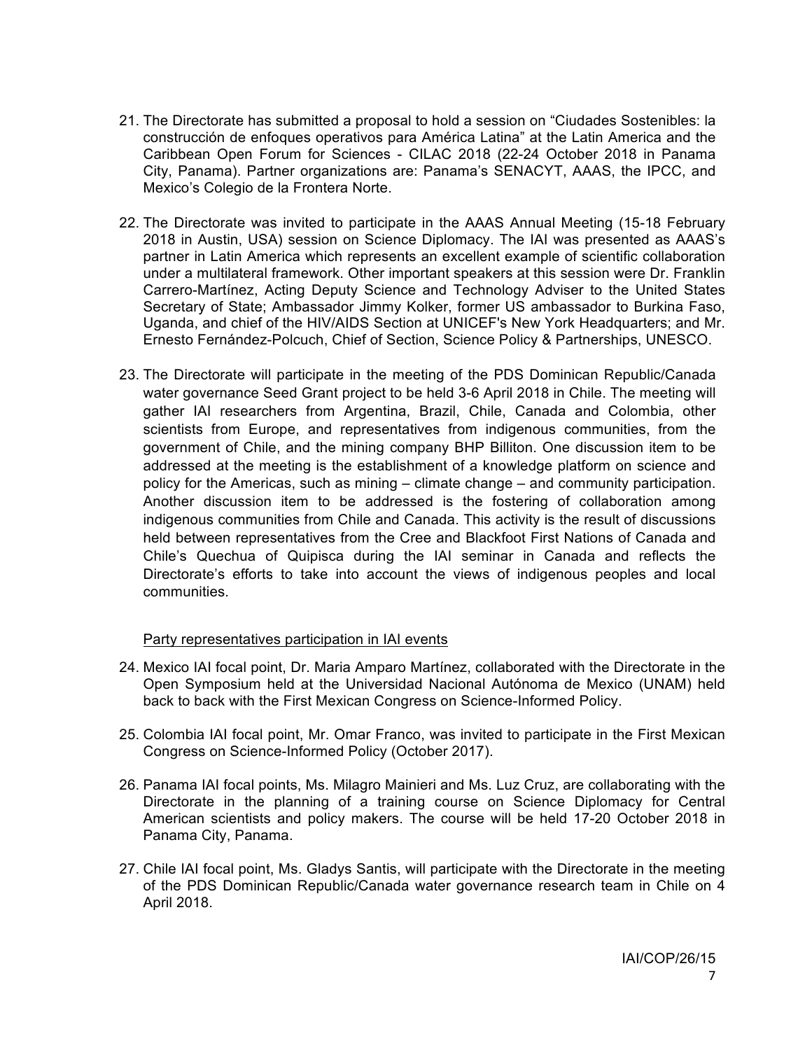21. The Directorate has submitted a proposal to hold a session on "Ciudades Sostenibles: la construcción de enfoques operativos para América Latina" at the Latin America and the Caribbean Open Forum for Sciences - CILAC 2018 (22-24 October 2018 in Panama City, Panama). Partner organizations are: Panama's SENACYT, AAAS, the IPCC, and Mexico's Colegio de la Frontera Norte.

22. The Directorate was invited to participate in the AAAS Annual Meeting (15-18 February 2018 in Austin, USA) session on Science Diplomacy. The IAI was presented as AAAS's partner in Latin America which represents an excellent example of scientific collaboration under a multilateral framework. Other important speakers at this session were Dr. Franklin Carrero-Martínez, Acting Deputy Science and Technology Adviser to the United States Secretary of State; Ambassador Jimmy Kolker, former US ambassador to Burkina Faso, Uganda, and chief of the HIV/AIDS Section at UNICEF's New York Headquarters; and Mr. Ernesto Fernández-Polcuch, Chief of Section, Science Policy & Partnerships, UNESCO.

23. The Directorate will participate in the meeting of the PDS Dominican Republic/Canada water governance Seed Grant project to be held 3-6 April 2018 in Chile. The meeting will gather IAI researchers from Argentina, Brazil, Chile, Canada and Colombia, other scientists from Europe, and representatives from indigenous communities, from the government of Chile, and the mining company BHP Billiton. One discussion item to be addressed at the meeting is the establishment of a knowledge platform on science and policy for the Americas, such as mining – climate change – and community participation. Another discussion item to be addressed is the fostering of collaboration among indigenous communities from Chile and Canada. This activity is the result of discussions held between representatives from the Cree and Blackfoot First Nations of Canada and Chile's Quechua of Quipisca during the IAI seminar in Canada and reflects the Directorate's efforts to take into account the views of indigenous peoples and local communities.

<u>Party representatives participation in IAI events</u>

24. Mexico IAI focal point, Dr. Maria Amparo Martínez, collaborated with the Directorate in the Open Symposium held at the Universidad Nacional Autónoma de Mexico (UNAM) held back to back with the First Mexican Congress on Science-Informed Policy.

25. Colombia IAI focal point, Mr. Omar Franco, was invited to participate in the First Mexican Congress on Science-Informed Policy (October 2017).

26. Panama IAI focal points, Ms. Milagro Mainieri and Ms. Luz Cruz, are collaborating with the Directorate in the planning of a training course on Science Diplomacy for Central American scientists and policy makers. The course will be held 17-20 October 2018 in Panama City, Panama.

27. Chile IAI focal point, Ms. Gladys Santis, will participate with the Directorate in the meeting of the PDS Dominican Republic/Canada water governance research team in Chile on 4 April 2018.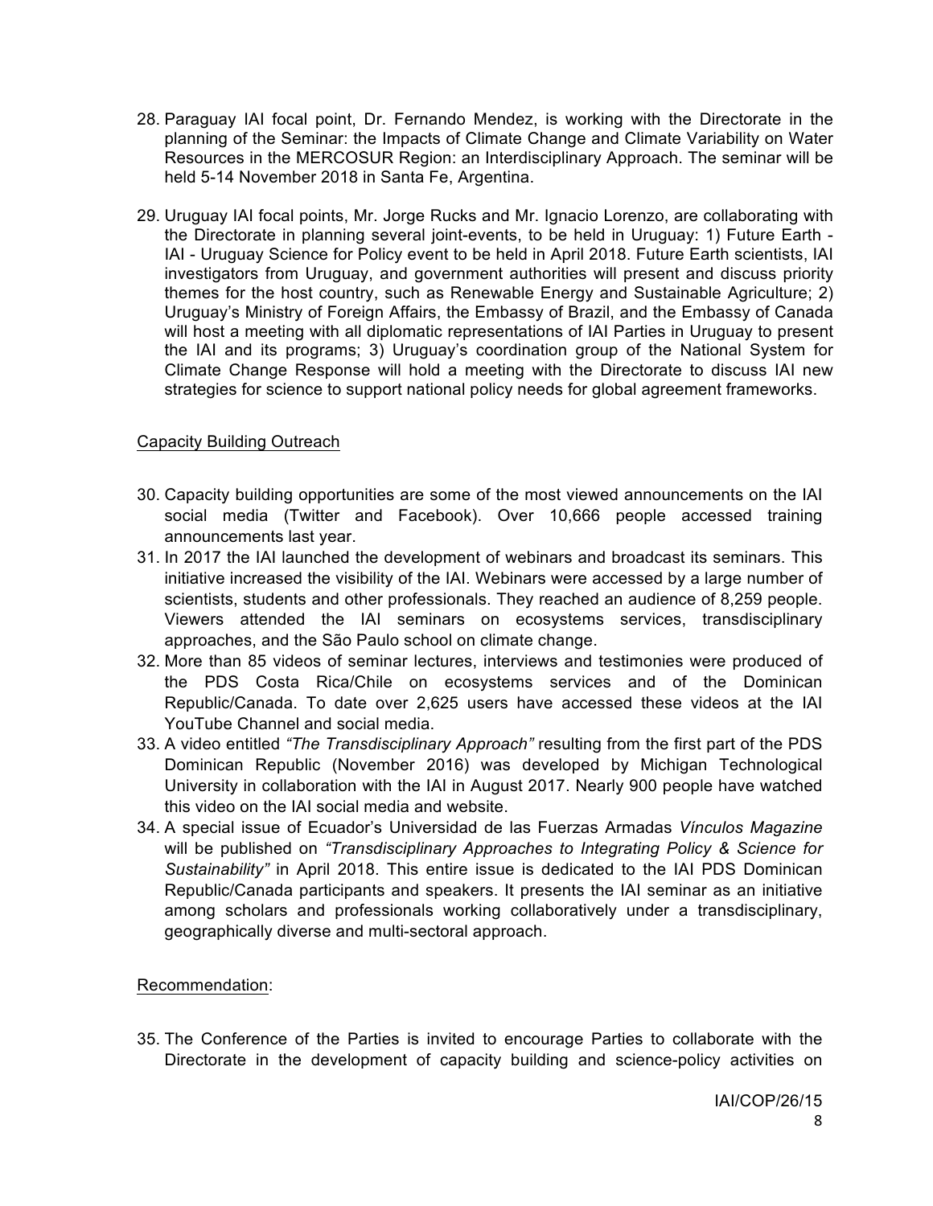28. Paraguay IAI focal point, Dr. Fernando Mendez, is working with the Directorate in the planning of the Seminar: the Impacts of Climate Change and Climate Variability on Water Resources in the MERCOSUR Region: an Interdisciplinary Approach. The seminar will be held 5-14 November 2018 in Santa Fe, Argentina.

29. Uruguay IAI focal points, Mr. Jorge Rucks and Mr. Ignacio Lorenzo, are collaborating with the Directorate in planning several joint-events, to be held in Uruguay: 1) Future Earth - IAI - Uruguay Science for Policy event to be held in April 2018. Future Earth scientists, IAI investigators from Uruguay, and government authorities will present and discuss priority themes for the host country, such as Renewable Energy and Sustainable Agriculture; 2) Uruguay's Ministry of Foreign Affairs, the Embassy of Brazil, and the Embassy of Canada will host a meeting with all diplomatic representations of IAI Parties in Uruguay to present the IAI and its programs; 3) Uruguay's coordination group of the National System for Climate Change Response will hold a meeting with the Directorate to discuss IAI new strategies for science to support national policy needs for global agreement frameworks.

Capacity Building Outreach

30. Capacity building opportunities are some of the most viewed announcements on the IAI social media (Twitter and Facebook). Over 10,666 people accessed training announcements last year.
31. In 2017 the IAI launched the development of webinars and broadcast its seminars. This initiative increased the visibility of the IAI. Webinars were accessed by a large number of scientists, students and other professionals. They reached an audience of 8,259 people. Viewers attended the IAI seminars on ecosystems services, transdisciplinary approaches, and the São Paulo school on climate change.
32. More than 85 videos of seminar lectures, interviews and testimonies were produced of the PDS Costa Rica/Chile on ecosystems services and of the Dominican Republic/Canada. To date over 2,625 users have accessed these videos at the IAI YouTube Channel and social media.
33. A video entitled *"The Transdisciplinary Approach"* resulting from the first part of the PDS Dominican Republic (November 2016) was developed by Michigan Technological University in collaboration with the IAI in August 2017. Nearly 900 people have watched this video on the IAI social media and website.
34. A special issue of Ecuador's Universidad de las Fuerzas Armadas *Vínculos Magazine* will be published on *"Transdisciplinary Approaches to Integrating Policy & Science for Sustainability"* in April 2018. This entire issue is dedicated to the IAI PDS Dominican Republic/Canada participants and speakers. It presents the IAI seminar as an initiative among scholars and professionals working collaboratively under a transdisciplinary, geographically diverse and multi-sectoral approach.

Recommendation:

35. The Conference of the Parties is invited to encourage Parties to collaborate with the Directorate in the development of capacity building and science-policy activities on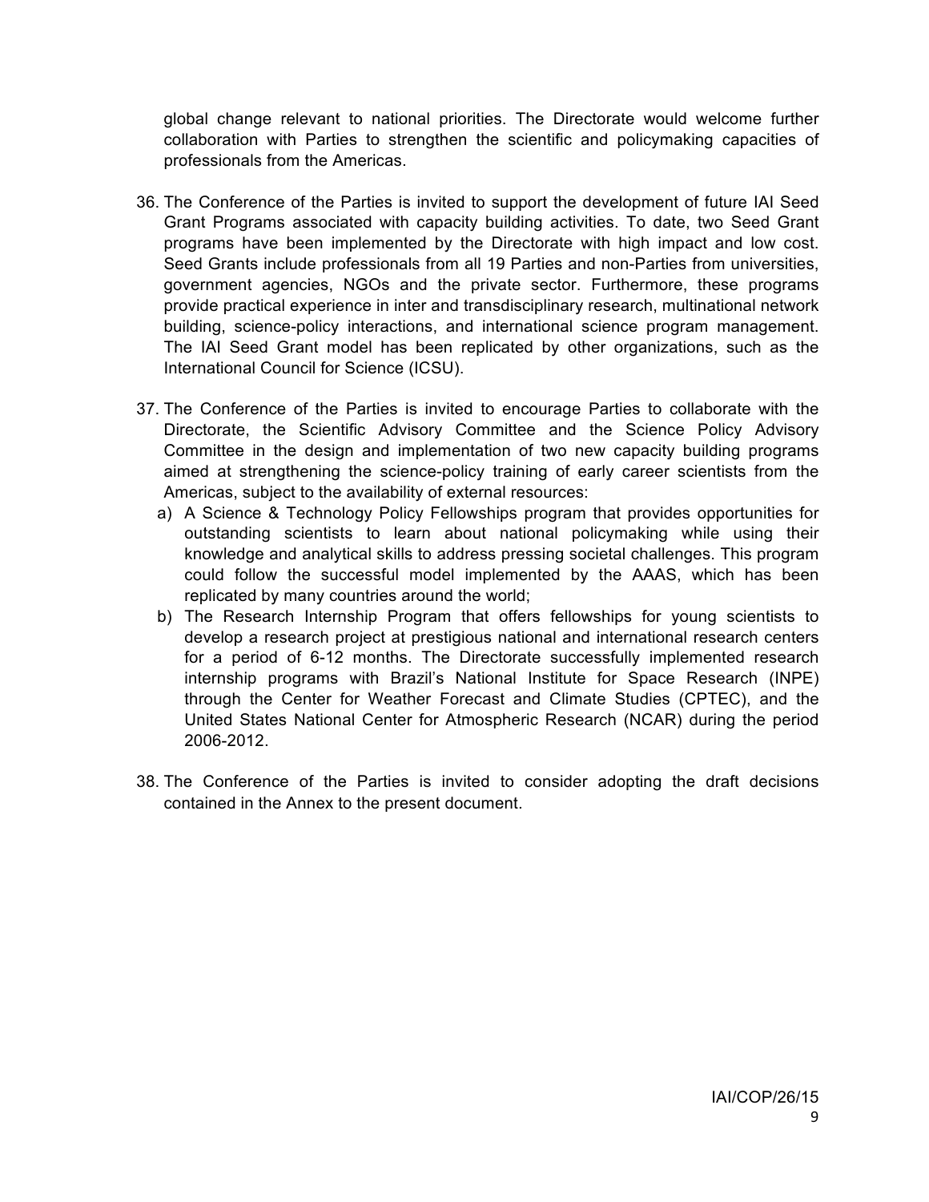global change relevant to national priorities. The Directorate would welcome further collaboration with Parties to strengthen the scientific and policymaking capacities of professionals from the Americas.

36. The Conference of the Parties is invited to support the development of future IAI Seed Grant Programs associated with capacity building activities. To date, two Seed Grant programs have been implemented by the Directorate with high impact and low cost. Seed Grants include professionals from all 19 Parties and non-Parties from universities, government agencies, NGOs and the private sector. Furthermore, these programs provide practical experience in inter and transdisciplinary research, multinational network building, science-policy interactions, and international science program management. The IAI Seed Grant model has been replicated by other organizations, such as the International Council for Science (ICSU).

37. The Conference of the Parties is invited to encourage Parties to collaborate with the Directorate, the Scientific Advisory Committee and the Science Policy Advisory Committee in the design and implementation of two new capacity building programs aimed at strengthening the science-policy training of early career scientists from the Americas, subject to the availability of external resources:
   a) A Science & Technology Policy Fellowships program that provides opportunities for outstanding scientists to learn about national policymaking while using their knowledge and analytical skills to address pressing societal challenges. This program could follow the successful model implemented by the AAAS, which has been replicated by many countries around the world;
   b) The Research Internship Program that offers fellowships for young scientists to develop a research project at prestigious national and international research centers for a period of 6-12 months. The Directorate successfully implemented research internship programs with Brazil's National Institute for Space Research (INPE) through the Center for Weather Forecast and Climate Studies (CPTEC), and the United States National Center for Atmospheric Research (NCAR) during the period 2006-2012.

38. The Conference of the Parties is invited to consider adopting the draft decisions contained in the Annex to the present document.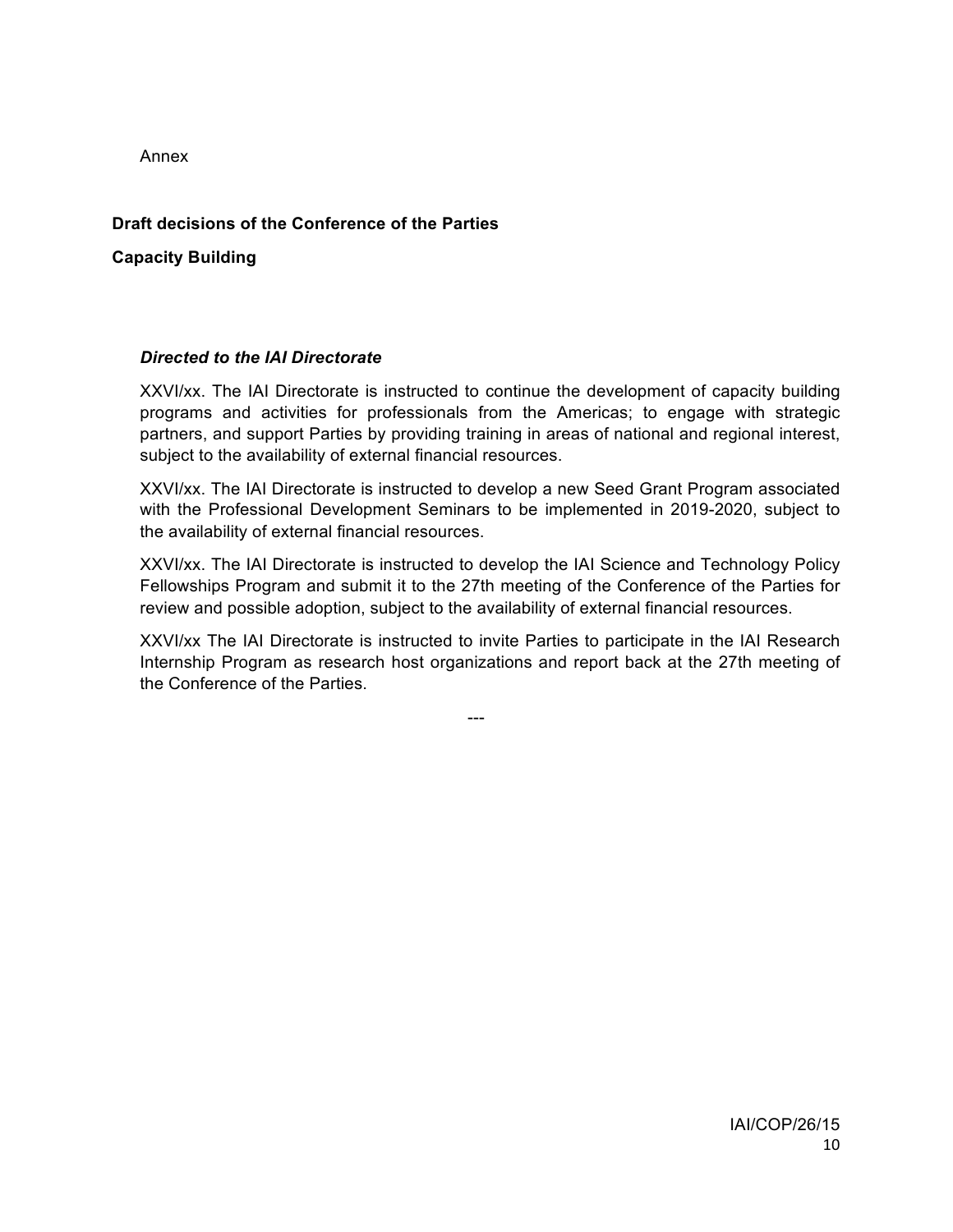Annex

**Draft decisions of the Conference of the Parties**

**Capacity Building**

***Directed to the IAI Directorate***

XXVI/xx. The IAI Directorate is instructed to continue the development of capacity building programs and activities for professionals from the Americas; to engage with strategic partners, and support Parties by providing training in areas of national and regional interest, subject to the availability of external financial resources.

XXVI/xx. The IAI Directorate is instructed to develop a new Seed Grant Program associated with the Professional Development Seminars to be implemented in 2019-2020, subject to the availability of external financial resources.

XXVI/xx. The IAI Directorate is instructed to develop the IAI Science and Technology Policy Fellowships Program and submit it to the 27th meeting of the Conference of the Parties for review and possible adoption, subject to the availability of external financial resources.

XXVI/xx The IAI Directorate is instructed to invite Parties to participate in the IAI Research Internship Program as research host organizations and report back at the 27th meeting of the Conference of the Parties.

---